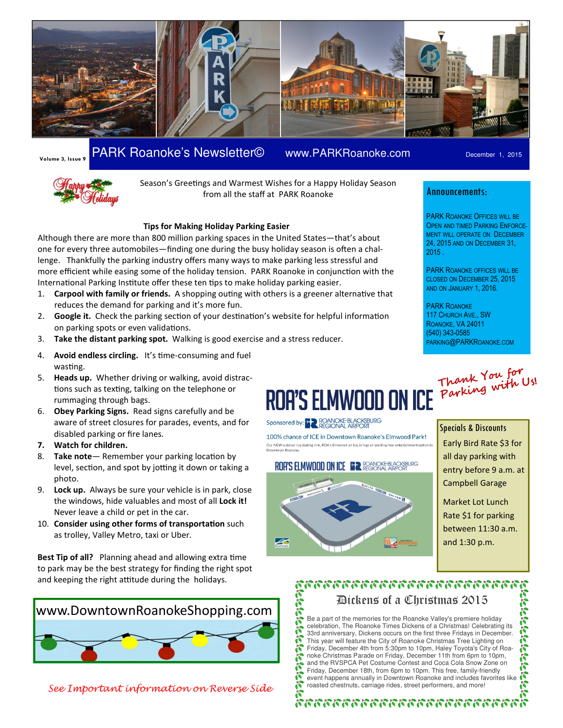# PARK Roanoke's Newsletter©

www.PARKRoanoke.com

Volume 3, Issue 9 — December 1, 2015

Season's Greetings and Warmest Wishes for a Happy Holiday Season from all the staff at PARK Roanoke

## Tips for Making Holiday Parking Easier

Although there are more than 800 million parking spaces in the United States—that's about one for every three automobiles—finding one during the busy holiday season is often a challenge. Thankfully the parking industry offers many ways to make parking less stressful and more efficient while easing some of the holiday tension. PARK Roanoke in conjunction with the International Parking Institute offer these ten tips to make holiday parking easier.

1. **Carpool with family or friends.** A shopping outing with others is a greener alternative that reduces the demand for parking and it's more fun.
2. **Google it.** Check the parking section of your destination's website for helpful information on parking spots or even validations.
3. **Take the distant parking spot.** Walking is good exercise and a stress reducer.
4. **Avoid endless circling.** It's time-consuming and fuel wasting.
5. **Heads up.** Whether driving or walking, avoid distractions such as texting, talking on the telephone or rummaging through bags.
6. **Obey Parking Signs.** Read signs carefully and be aware of street closures for parades, events, and for disabled parking or fire lanes.
7. **Watch for children.**
8. **Take note**— Remember your parking location by level, section, and spot by jotting it down or taking a photo.
9. **Lock up.** Always be sure your vehicle is in park, close the windows, hide valuables and most of all **Lock it!** Never leave a child or pet in the car.
10. **Consider using other forms of transportation** such as trolley, Valley Metro, taxi or Uber.

**Best Tip of all?** Planning ahead and allowing extra time to park may be the best strategy for finding the right spot and keeping the right attitude during the holidays.

www.DowntownRoanokeShopping.com

*See Important information on Reverse Side*

## Announcements:

PARK Roanoke offices will be open and timed parking enforcement will operate on December 24, 2015 and on December 31, 2015 .

PARK Roanoke offices will be closed on December 25, 2015 and on January 1, 2016.

PARK Roanoke
117 Church Ave., SW
Roanoke, VA 24011
(540) 343-0585
parking@PARKRoanoke.com

*Thank You for Parking with Us!*

## ROA'S ELMWOOD ON ICE

Sponsored by: Roanoke-Blacksburg Regional Airport

100% chance of ICE in Downtown Roanoke's Elmwood Park!

Our NEW outdoor ice skating rink, ROA's Elmwood on Ice, brings an exciting new entertainment option to Downtown Roanoke.

## Specials & Discounts

Early Bird Rate $3 for all day parking with entry before 9 a.m. at Campbell Garage

Market Lot Lunch Rate $1 for parking between 11:30 a.m. and 1:30 p.m.

## Dickens of a Christmas 2015

Be a part of the memories for the Roanoke Valley's premiere holiday celebration, The Roanoke Times Dickens of a Christmas! Celebrating its 33rd anniversary, Dickens occurs on the first three Fridays in December. This year will feature the City of Roanoke Christmas Tree Lighting on Friday, December 4th from 5:30pm to 10pm, Haley Toyota's City of Roanoke Christmas Parade on Friday, December 11th from 6pm to 10pm, and the RVSPCA Pet Costume Contest and Coca Cola Snow Zone on Friday, December 18th, from 6pm to 10pm. This free, family-friendly event happens annually in Downtown Roanoke and includes favorites like roasted chestnuts, carriage rides, street performers, and more!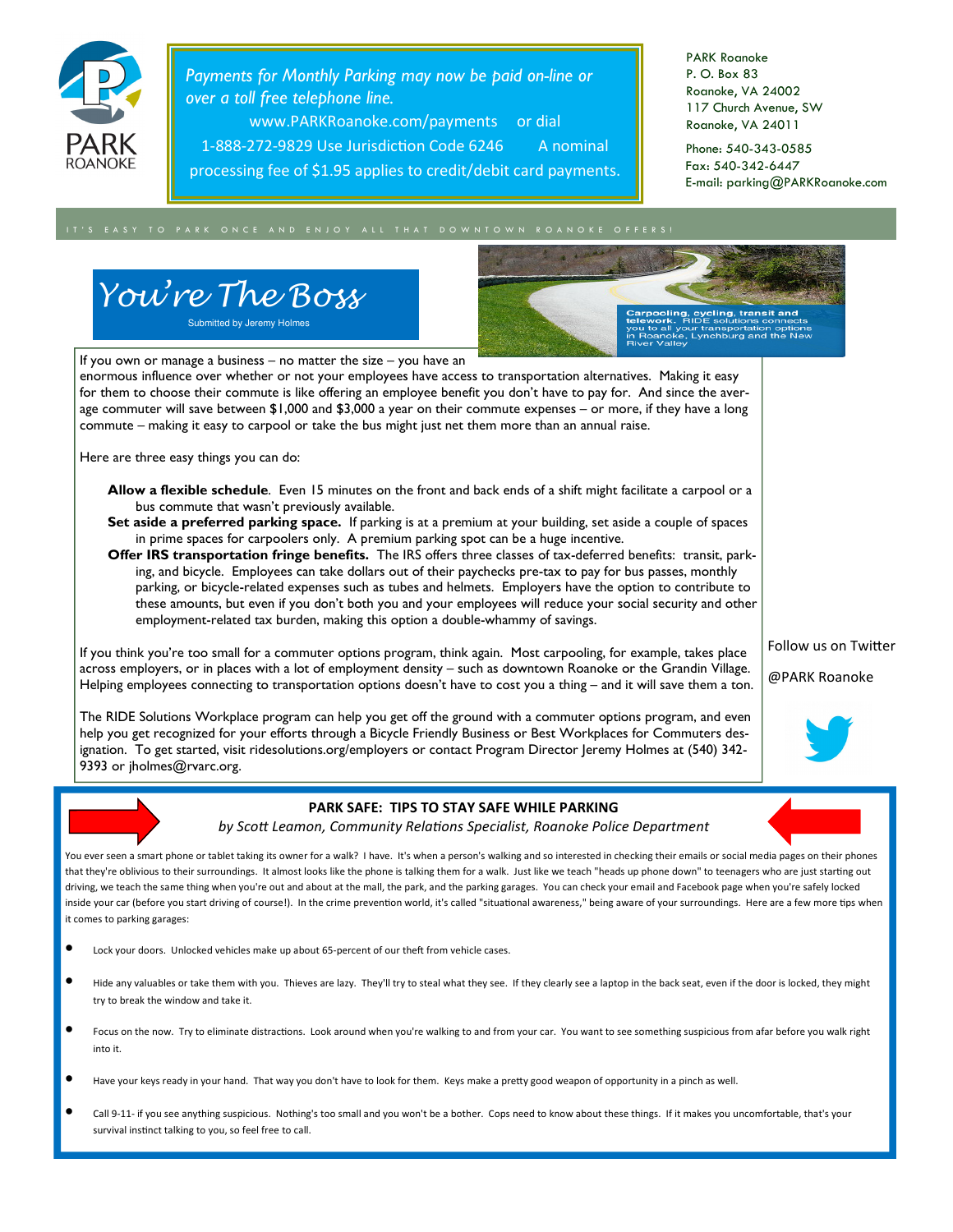PARK ROANOKE

*Payments for Monthly Parking may now be paid on-line or over a toll free telephone line.*

www.PARKRoanoke.com/payments or dial 1-888-272-9829 Use Jurisdiction Code 6246 A nominal processing fee of $1.95 applies to credit/debit card payments.

PARK Roanoke
P. O. Box 83
Roanoke, VA 24002
117 Church Avenue, SW
Roanoke, VA 24011

Phone: 540-343-0585
Fax: 540-342-6447
E-mail: parking@PARKRoanoke.com

IT'S EASY TO PARK ONCE AND ENJOY ALL THAT DOWNTOWN ROANOKE OFFERS!

# You're The Boss

Submitted by Jeremy Holmes

**Carpooling, cycling, transit and telework.** RIDE solutions connects you to all your transportation options in Roanoke, Lynchburg and the New River Valley

If you own or manage a business – no matter the size – you have an enormous influence over whether or not your employees have access to transportation alternatives. Making it easy for them to choose their commute is like offering an employee benefit you don't have to pay for. And since the average commuter will save between $1,000 and $3,000 a year on their commute expenses – or more, if they have a long commute – making it easy to carpool or take the bus might just net them more than an annual raise.

Here are three easy things you can do:

**Allow a flexible schedule**. Even 15 minutes on the front and back ends of a shift might facilitate a carpool or a bus commute that wasn't previously available.

**Set aside a preferred parking space.** If parking is at a premium at your building, set aside a couple of spaces in prime spaces for carpoolers only. A premium parking spot can be a huge incentive.

**Offer IRS transportation fringe benefits.** The IRS offers three classes of tax-deferred benefits: transit, parking, and bicycle. Employees can take dollars out of their paychecks pre-tax to pay for bus passes, monthly parking, or bicycle-related expenses such as tubes and helmets. Employers have the option to contribute to these amounts, but even if you don't both you and your employees will reduce your social security and other employment-related tax burden, making this option a double-whammy of savings.

If you think you're too small for a commuter options program, think again. Most carpooling, for example, takes place across employers, or in places with a lot of employment density – such as downtown Roanoke or the Grandin Village. Helping employees connecting to transportation options doesn't have to cost you a thing – and it will save them a ton.

The RIDE Solutions Workplace program can help you get off the ground with a commuter options program, and even help you get recognized for your efforts through a Bicycle Friendly Business or Best Workplaces for Commuters designation. To get started, visit ridesolutions.org/employers or contact Program Director Jeremy Holmes at (540) 342-9393 or jholmes@rvarc.org.

Follow us on Twitter

@PARK Roanoke

## PARK SAFE: TIPS TO STAY SAFE WHILE PARKING

*by Scott Leamon, Community Relations Specialist, Roanoke Police Department*

You ever seen a smart phone or tablet taking its owner for a walk? I have. It's when a person's walking and so interested in checking their emails or social media pages on their phones that they're oblivious to their surroundings. It almost looks like the phone is talking them for a walk. Just like we teach "heads up phone down" to teenagers who are just starting out driving, we teach the same thing when you're out and about at the mall, the park, and the parking garages. You can check your email and Facebook page when you're safely locked inside your car (before you start driving of course!). In the crime prevention world, it's called "situational awareness," being aware of your surroundings. Here are a few more tips when it comes to parking garages:

- Lock your doors. Unlocked vehicles make up about 65-percent of our theft from vehicle cases.
- Hide any valuables or take them with you. Thieves are lazy. They'll try to steal what they see. If they clearly see a laptop in the back seat, even if the door is locked, they might try to break the window and take it.
- Focus on the now. Try to eliminate distractions. Look around when you're walking to and from your car. You want to see something suspicious from afar before you walk right into it.
- Have your keys ready in your hand. That way you don't have to look for them. Keys make a pretty good weapon of opportunity in a pinch as well.
- Call 9-11- if you see anything suspicious. Nothing's too small and you won't be a bother. Cops need to know about these things. If it makes you uncomfortable, that's your survival instinct talking to you, so feel free to call.